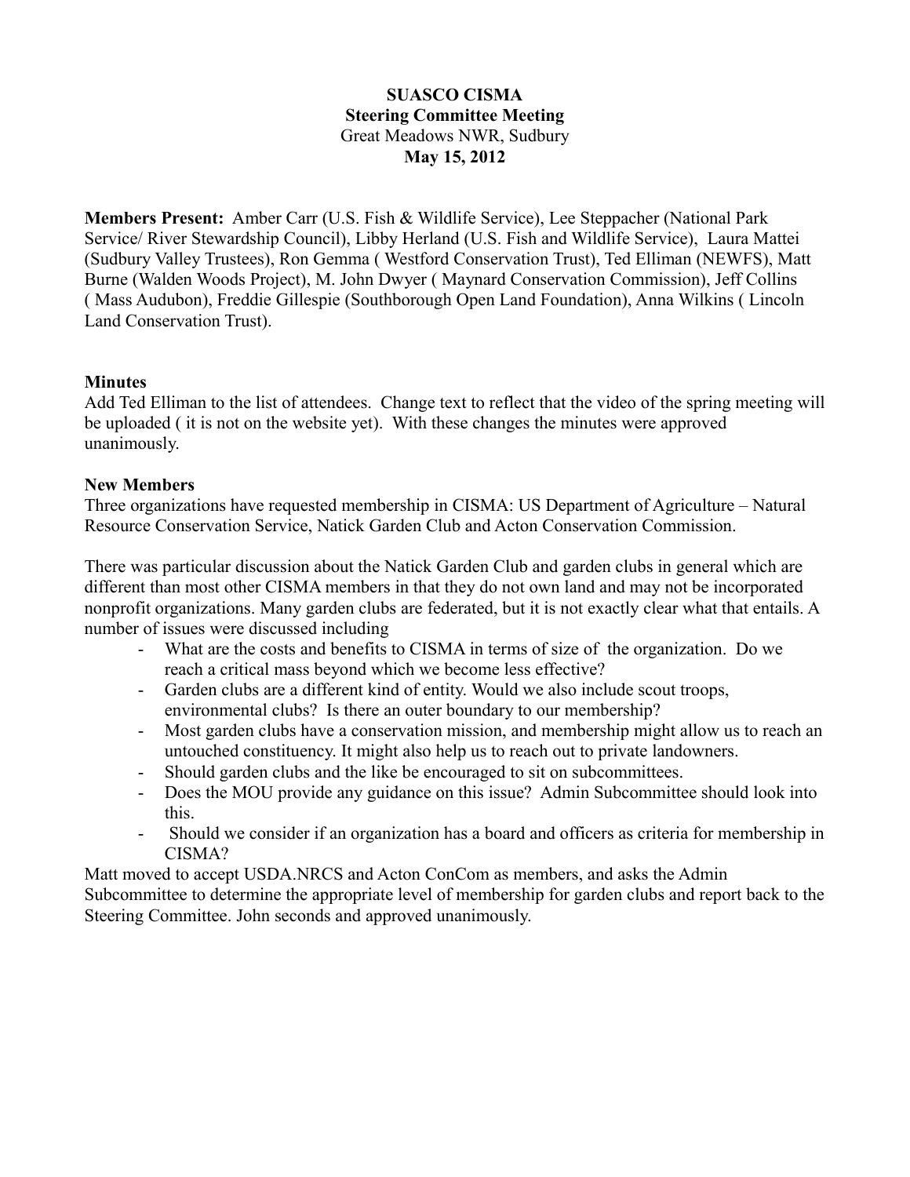**SUASCO CISMA**
**Steering Committee Meeting**
Great Meadows NWR, Sudbury
**May 15, 2012**

**Members Present:** Amber Carr (U.S. Fish & Wildlife Service), Lee Steppacher (National Park Service/ River Stewardship Council), Libby Herland (U.S. Fish and Wildlife Service), Laura Mattei (Sudbury Valley Trustees), Ron Gemma ( Westford Conservation Trust), Ted Elliman (NEWFS), Matt Burne (Walden Woods Project), M. John Dwyer ( Maynard Conservation Commission), Jeff Collins ( Mass Audubon), Freddie Gillespie (Southborough Open Land Foundation), Anna Wilkins ( Lincoln Land Conservation Trust).

**Minutes**
Add Ted Elliman to the list of attendees. Change text to reflect that the video of the spring meeting will be uploaded ( it is not on the website yet). With these changes the minutes were approved unanimously.

**New Members**
Three organizations have requested membership in CISMA: US Department of Agriculture – Natural Resource Conservation Service, Natick Garden Club and Acton Conservation Commission.

There was particular discussion about the Natick Garden Club and garden clubs in general which are different than most other CISMA members in that they do not own land and may not be incorporated nonprofit organizations. Many garden clubs are federated, but it is not exactly clear what that entails. A number of issues were discussed including

- What are the costs and benefits to CISMA in terms of size of the organization. Do we reach a critical mass beyond which we become less effective?
- Garden clubs are a different kind of entity. Would we also include scout troops, environmental clubs? Is there an outer boundary to our membership?
- Most garden clubs have a conservation mission, and membership might allow us to reach an untouched constituency. It might also help us to reach out to private landowners.
- Should garden clubs and the like be encouraged to sit on subcommittees.
- Does the MOU provide any guidance on this issue? Admin Subcommittee should look into this.
- Should we consider if an organization has a board and officers as criteria for membership in CISMA?

Matt moved to accept USDA.NRCS and Acton ConCom as members, and asks the Admin Subcommittee to determine the appropriate level of membership for garden clubs and report back to the Steering Committee. John seconds and approved unanimously.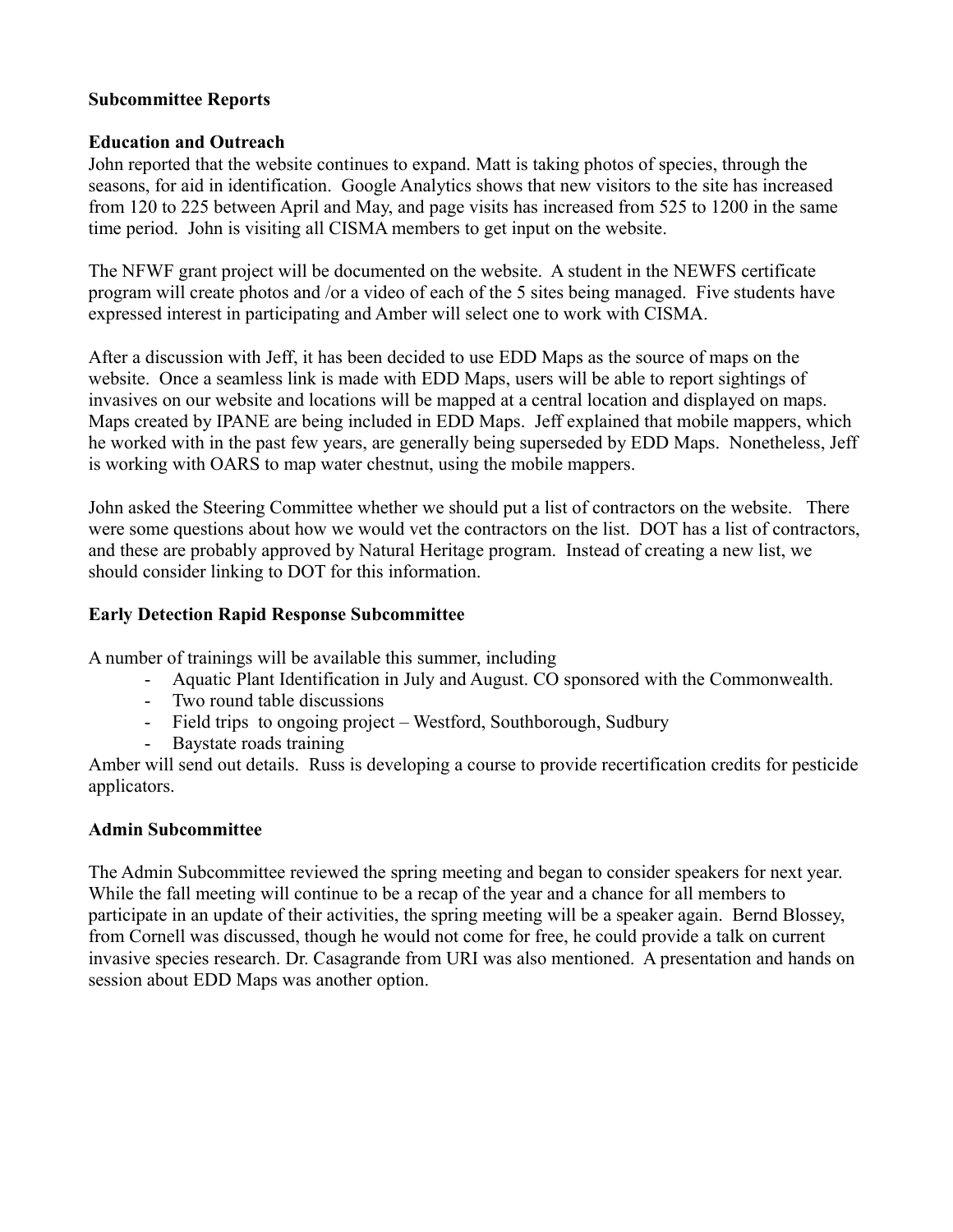**Subcommittee Reports**

**Education and Outreach**

John reported that the website continues to expand. Matt is taking photos of species, through the seasons, for aid in identification. Google Analytics shows that new visitors to the site has increased from 120 to 225 between April and May, and page visits has increased from 525 to 1200 in the same time period. John is visiting all CISMA members to get input on the website.

The NFWF grant project will be documented on the website. A student in the NEWFS certificate program will create photos and /or a video of each of the 5 sites being managed. Five students have expressed interest in participating and Amber will select one to work with CISMA.

After a discussion with Jeff, it has been decided to use EDD Maps as the source of maps on the website. Once a seamless link is made with EDD Maps, users will be able to report sightings of invasives on our website and locations will be mapped at a central location and displayed on maps. Maps created by IPANE are being included in EDD Maps. Jeff explained that mobile mappers, which he worked with in the past few years, are generally being superseded by EDD Maps. Nonetheless, Jeff is working with OARS to map water chestnut, using the mobile mappers.

John asked the Steering Committee whether we should put a list of contractors on the website. There were some questions about how we would vet the contractors on the list. DOT has a list of contractors, and these are probably approved by Natural Heritage program. Instead of creating a new list, we should consider linking to DOT for this information.

**Early Detection Rapid Response Subcommittee**

A number of trainings will be available this summer, including

- Aquatic Plant Identification in July and August. CO sponsored with the Commonwealth.
- Two round table discussions
- Field trips to ongoing project – Westford, Southborough, Sudbury
- Baystate roads training

Amber will send out details. Russ is developing a course to provide recertification credits for pesticide applicators.

**Admin Subcommittee**

The Admin Subcommittee reviewed the spring meeting and began to consider speakers for next year. While the fall meeting will continue to be a recap of the year and a chance for all members to participate in an update of their activities, the spring meeting will be a speaker again. Bernd Blossey, from Cornell was discussed, though he would not come for free, he could provide a talk on current invasive species research. Dr. Casagrande from URI was also mentioned. A presentation and hands on session about EDD Maps was another option.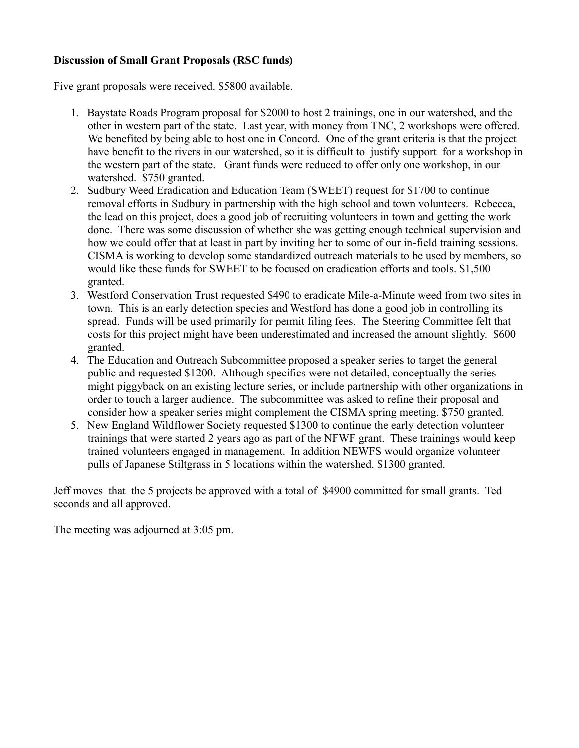**Discussion of Small Grant Proposals (RSC funds)**

Five grant proposals were received. $5800 available.

1. Baystate Roads Program proposal for $2000 to host 2 trainings, one in our watershed, and the other in western part of the state. Last year, with money from TNC, 2 workshops were offered. We benefited by being able to host one in Concord. One of the grant criteria is that the project have benefit to the rivers in our watershed, so it is difficult to justify support for a workshop in the western part of the state. Grant funds were reduced to offer only one workshop, in our watershed. $750 granted.
2. Sudbury Weed Eradication and Education Team (SWEET) request for $1700 to continue removal efforts in Sudbury in partnership with the high school and town volunteers. Rebecca, the lead on this project, does a good job of recruiting volunteers in town and getting the work done. There was some discussion of whether she was getting enough technical supervision and how we could offer that at least in part by inviting her to some of our in-field training sessions. CISMA is working to develop some standardized outreach materials to be used by members, so would like these funds for SWEET to be focused on eradication efforts and tools. $1,500 granted.
3. Westford Conservation Trust requested $490 to eradicate Mile-a-Minute weed from two sites in town. This is an early detection species and Westford has done a good job in controlling its spread. Funds will be used primarily for permit filing fees. The Steering Committee felt that costs for this project might have been underestimated and increased the amount slightly. $600 granted.
4. The Education and Outreach Subcommittee proposed a speaker series to target the general public and requested $1200. Although specifics were not detailed, conceptually the series might piggyback on an existing lecture series, or include partnership with other organizations in order to touch a larger audience. The subcommittee was asked to refine their proposal and consider how a speaker series might complement the CISMA spring meeting. $750 granted.
5. New England Wildflower Society requested $1300 to continue the early detection volunteer trainings that were started 2 years ago as part of the NFWF grant. These trainings would keep trained volunteers engaged in management. In addition NEWFS would organize volunteer pulls of Japanese Stiltgrass in 5 locations within the watershed. $1300 granted.

Jeff moves that the 5 projects be approved with a total of $4900 committed for small grants. Ted seconds and all approved.

The meeting was adjourned at 3:05 pm.